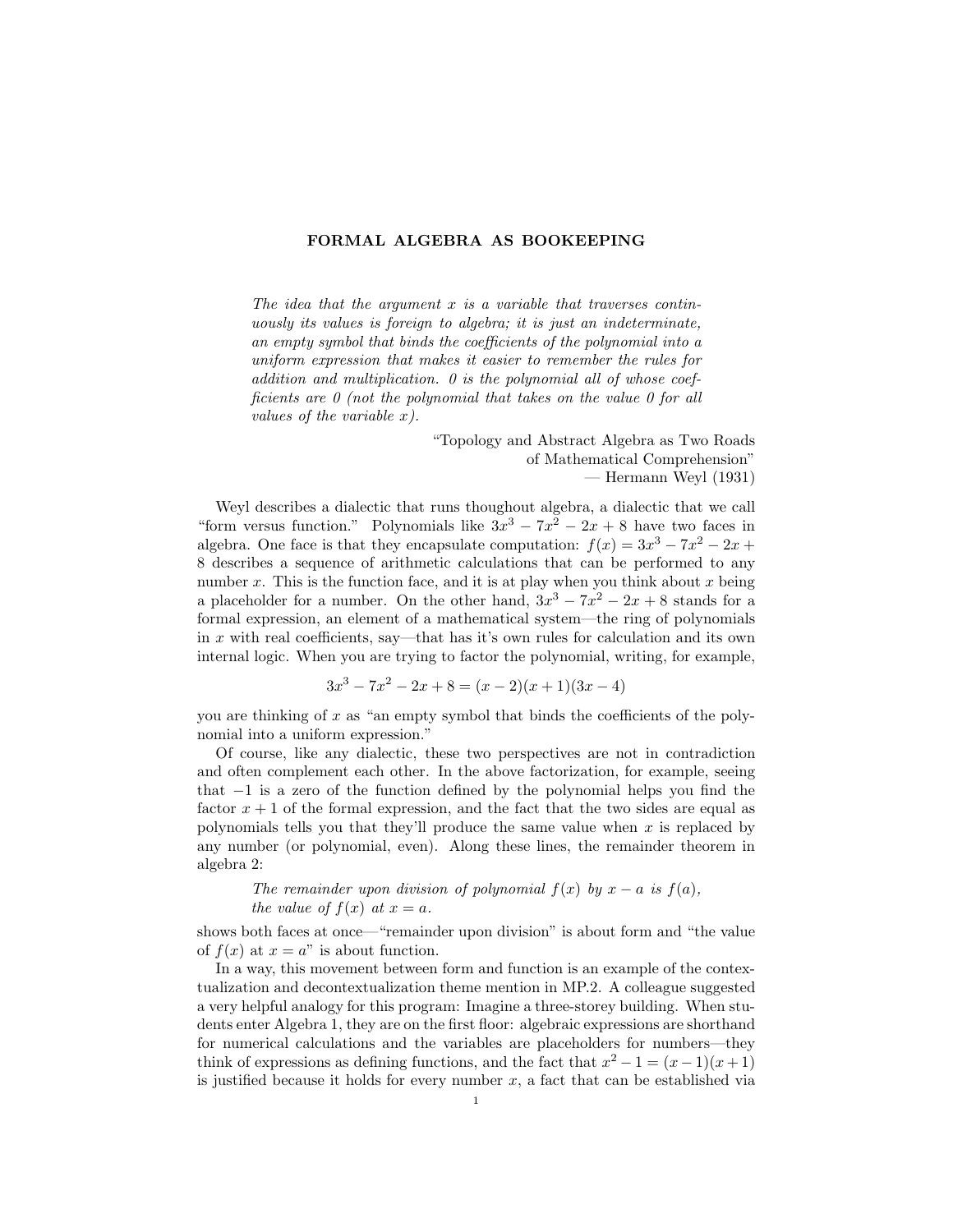# FORMAL ALGEBRA AS BOOKEEPING

> *The idea that the argument $x$ is a variable that traverses continuously its values is foreign to algebra; it is just an indeterminate, an empty symbol that binds the coefficients of the polynomial into a uniform expression that makes it easier to remember the rules for addition and multiplication. 0 is the polynomial all of whose coefficients are 0 (not the polynomial that takes on the value 0 for all values of the variable $x$).*
>
> "Topology and Abstract Algebra as Two Roads of Mathematical Comprehension"
> — Hermann Weyl (1931)

Weyl describes a dialectic that runs thoughout algebra, a dialectic that we call "form versus function." Polynomials like $3x^3 - 7x^2 - 2x + 8$ have two faces in algebra. One face is that they encapsulate computation: $f(x) = 3x^3 - 7x^2 - 2x + 8$ describes a sequence of arithmetic calculations that can be performed to any number $x$. This is the function face, and it is at play when you think about $x$ being a placeholder for a number. On the other hand, $3x^3 - 7x^2 - 2x + 8$ stands for a formal expression, an element of a mathematical system—the ring of polynomials in $x$ with real coefficients, say—that has it's own rules for calculation and its own internal logic. When you are trying to factor the polynomial, writing, for example,

$$3x^3 - 7x^2 - 2x + 8 = (x - 2)(x + 1)(3x - 4)$$

you are thinking of $x$ as "an empty symbol that binds the coefficients of the polynomial into a uniform expression."

Of course, like any dialectic, these two perspectives are not in contradiction and often complement each other. In the above factorization, for example, seeing that $-1$ is a zero of the function defined by the polynomial helps you find the factor $x + 1$ of the formal expression, and the fact that the two sides are equal as polynomials tells you that they'll produce the same value when $x$ is replaced by any number (or polynomial, even). Along these lines, the remainder theorem in algebra 2:

> *The remainder upon division of polynomial $f(x)$ by $x - a$ is $f(a)$, the value of $f(x)$ at $x = a$.*

shows both faces at once—"remainder upon division" is about form and "the value of $f(x)$ at $x = a$" is about function.

In a way, this movement between form and function is an example of the contextualization and decontextualization theme mention in MP.2. A colleague suggested a very helpful analogy for this program: Imagine a three-storey building. When students enter Algebra 1, they are on the first floor: algebraic expressions are shorthand for numerical calculations and the variables are placeholders for numbers—they think of expressions as defining functions, and the fact that $x^2 - 1 = (x - 1)(x + 1)$ is justified because it holds for every number $x$, a fact that can be established via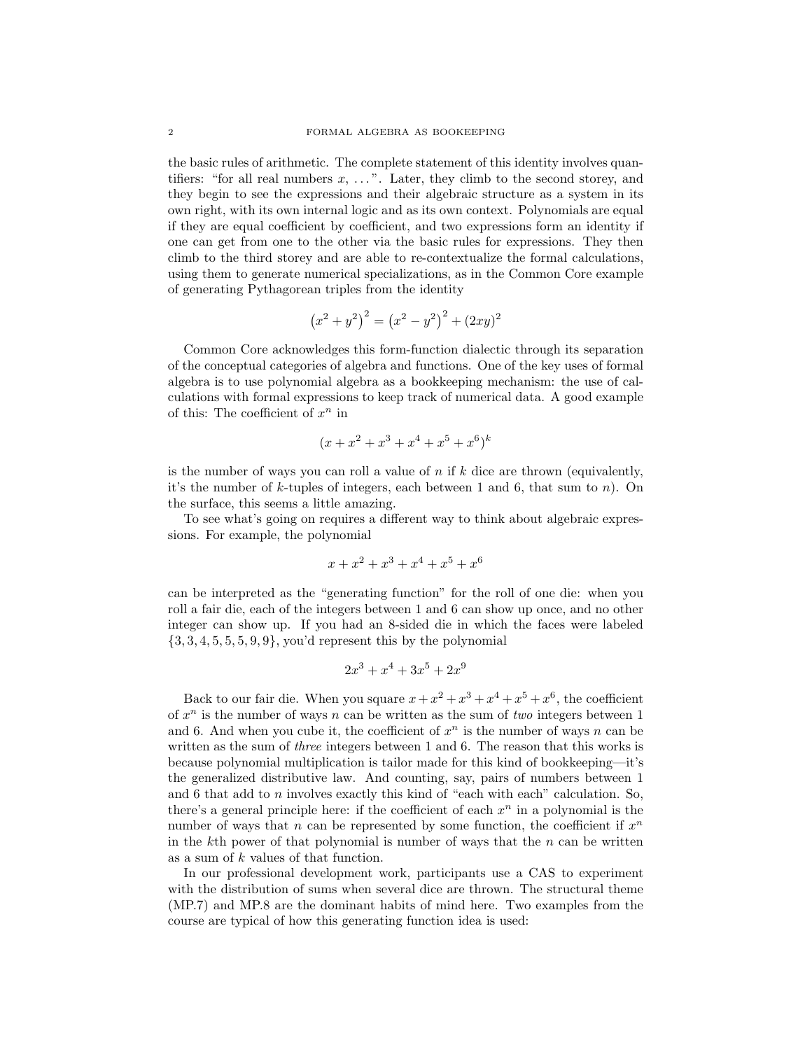the basic rules of arithmetic. The complete statement of this identity involves quantifiers: "for all real numbers $x$, ...". Later, they climb to the second storey, and they begin to see the expressions and their algebraic structure as a system in its own right, with its own internal logic and as its own context. Polynomials are equal if they are equal coefficient by coefficient, and two expressions form an identity if one can get from one to the other via the basic rules for expressions. They then climb to the third storey and are able to re-contextualize the formal calculations, using them to generate numerical specializations, as in the Common Core example of generating Pythagorean triples from the identity

$$\left(x^2+y^2\right)^2 = \left(x^2-y^2\right)^2 + (2xy)^2$$

Common Core acknowledges this form-function dialectic through its separation of the conceptual categories of algebra and functions. One of the key uses of formal algebra is to use polynomial algebra as a bookkeeping mechanism: the use of calculations with formal expressions to keep track of numerical data. A good example of this: The coefficient of $x^n$ in

$$(x+x^2+x^3+x^4+x^5+x^6)^k$$

is the number of ways you can roll a value of $n$ if $k$ dice are thrown (equivalently, it's the number of $k$-tuples of integers, each between 1 and 6, that sum to $n$). On the surface, this seems a little amazing.

To see what's going on requires a different way to think about algebraic expressions. For example, the polynomial

$$x+x^2+x^3+x^4+x^5+x^6$$

can be interpreted as the "generating function" for the roll of one die: when you roll a fair die, each of the integers between 1 and 6 can show up once, and no other integer can show up. If you had an 8-sided die in which the faces were labeled $\{3,3,4,5,5,5,9,9\}$, you'd represent this by the polynomial

$$2x^3+x^4+3x^5+2x^9$$

Back to our fair die. When you square $x+x^2+x^3+x^4+x^5+x^6$, the coefficient of $x^n$ is the number of ways $n$ can be written as the sum of *two* integers between 1 and 6. And when you cube it, the coefficient of $x^n$ is the number of ways $n$ can be written as the sum of *three* integers between 1 and 6. The reason that this works is because polynomial multiplication is tailor made for this kind of bookkeeping—it's the generalized distributive law. And counting, say, pairs of numbers between 1 and 6 that add to $n$ involves exactly this kind of "each with each" calculation. So, there's a general principle here: if the coefficient of each $x^n$ in a polynomial is the number of ways that $n$ can be represented by some function, the coefficient if $x^n$ in the $k$th power of that polynomial is number of ways that the $n$ can be written as a sum of $k$ values of that function.

In our professional development work, participants use a CAS to experiment with the distribution of sums when several dice are thrown. The structural theme (MP.7) and MP.8 are the dominant habits of mind here. Two examples from the course are typical of how this generating function idea is used: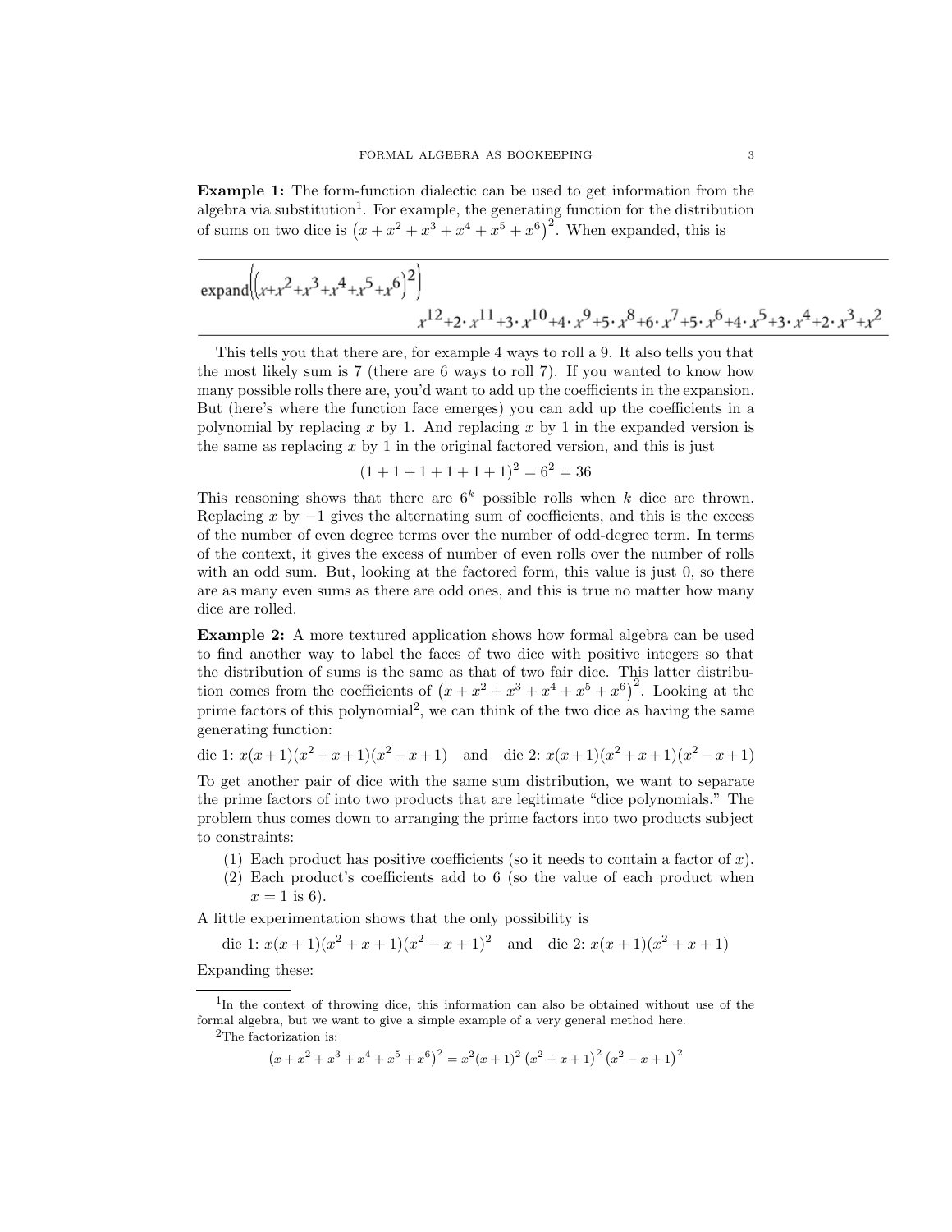**Example 1:** The form-function dialectic can be used to get information from the algebra via substitution[1]. For example, the generating function for the distribution of sums on two dice is $\left(x + x^2 + x^3 + x^4 + x^5 + x^6\right)^2$. When expanded, this is

---

$$\text{expand}\left(\left(x+x^2+x^3+x^4+x^5+x^6\right)^2\right)$$

$$x^{12}+2\cdot x^{11}+3\cdot x^{10}+4\cdot x^9+5\cdot x^8+6\cdot x^7+5\cdot x^6+4\cdot x^5+3\cdot x^4+2\cdot x^3+x^2$$

---

This tells you that there are, for example 4 ways to roll a 9. It also tells you that the most likely sum is 7 (there are 6 ways to roll 7). If you wanted to know how many possible rolls there are, you'd want to add up the coefficients in the expansion. But (here's where the function face emerges) you can add up the coefficients in a polynomial by replacing $x$ by 1. And replacing $x$ by 1 in the expanded version is the same as replacing $x$ by 1 in the original factored version, and this is just

$$(1+1+1+1+1+1)^2 = 6^2 = 36$$

This reasoning shows that there are $6^k$ possible rolls when $k$ dice are thrown. Replacing $x$ by $-1$ gives the alternating sum of coefficients, and this is the excess of the number of even degree terms over the number of odd-degree term. In terms of the context, it gives the excess of number of even rolls over the number of rolls with an odd sum. But, looking at the factored form, this value is just 0, so there are as many even sums as there are odd ones, and this is true no matter how many dice are rolled.

**Example 2:** A more textured application shows how formal algebra can be used to find another way to label the faces of two dice with positive integers so that the distribution of sums is the same as that of two fair dice. This latter distribution comes from the coefficients of $\left(x + x^2 + x^3 + x^4 + x^5 + x^6\right)^2$. Looking at the prime factors of this polynomial[2], we can think of the two dice as having the same generating function:

die 1: $x(x+1)(x^2+x+1)(x^2-x+1)$ and die 2: $x(x+1)(x^2+x+1)(x^2-x+1)$

To get another pair of dice with the same sum distribution, we want to separate the prime factors of into two products that are legitimate "dice polynomials." The problem thus comes down to arranging the prime factors into two products subject to constraints:

1. Each product has positive coefficients (so it needs to contain a factor of $x$).
2. Each product's coefficients add to 6 (so the value of each product when $x = 1$ is 6).

A little experimentation shows that the only possibility is

die 1: $x(x+1)(x^2+x+1)(x^2-x+1)^2$ and die 2: $x(x+1)(x^2+x+1)$

Expanding these:

---

[1] In the context of throwing dice, this information can also be obtained without use of the formal algebra, but we want to give a simple example of a very general method here.

[2] The factorization is:

$$\left(x + x^2 + x^3 + x^4 + x^5 + x^6\right)^2 = x^2(x+1)^2\left(x^2+x+1\right)^2\left(x^2-x+1\right)^2$$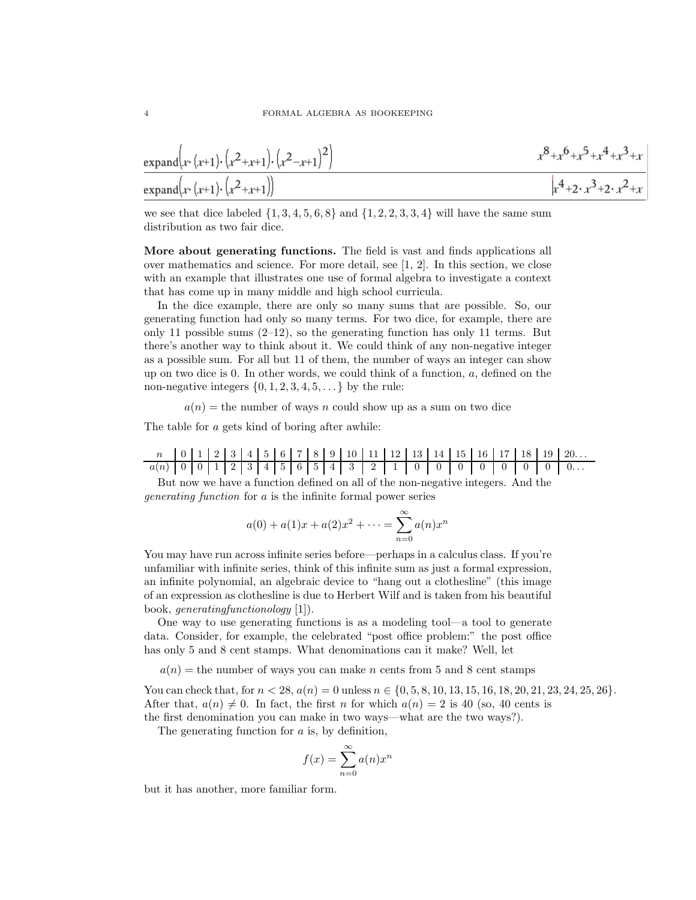| | |
|---|---|
| $\text{expand}\left(x\cdot(x+1)\cdot\left(x^2+x+1\right)\cdot\left(x^2-x+1\right)^2\right)$ | $x^8+x^6+x^5+x^4+x^3+x$ |
| $\text{expand}\left(x\cdot(x+1)\cdot\left(x^2+x+1\right)\right)$ | $x^4+2\cdot x^3+2\cdot x^2+x$ |

we see that dice labeled $\{1, 3, 4, 5, 6, 8\}$ and $\{1, 2, 2, 3, 3, 4\}$ will have the same sum distribution as two fair dice.

**More about generating functions.** The field is vast and finds applications all over mathematics and science. For more detail, see [1, 2]. In this section, we close with an example that illustrates one use of formal algebra to investigate a context that has come up in many middle and high school curricula.

In the dice example, there are only so many sums that are possible. So, our generating function had only so many terms. For two dice, for example, there are only 11 possible sums (2–12), so the generating function has only 11 terms. But there's another way to think about it. We could think of any non-negative integer as a possible sum. For all but 11 of them, the number of ways an integer can show up on two dice is 0. In other words, we could think of a function, $a$, defined on the non-negative integers $\{0, 1, 2, 3, 4, 5, \dots\}$ by the rule:

$a(n) =$ the number of ways $n$ could show up as a sum on two dice

The table for $a$ gets kind of boring after awhile:

| $n$ | 0 | 1 | 2 | 3 | 4 | 5 | 6 | 7 | 8 | 9 | 10 | 11 | 12 | 13 | 14 | 15 | 16 | 17 | 18 | 19 | 20... |
|---|---|---|---|---|---|---|---|---|---|---|---|---|---|---|---|---|---|---|---|---|---|
| $a(n)$ | 0 | 0 | 1 | 2 | 3 | 4 | 5 | 6 | 5 | 4 | 3 | 2 | 1 | 0 | 0 | 0 | 0 | 0 | 0 | 0 | 0... |

But now we have a function defined on all of the non-negative integers. And the *generating function* for $a$ is the infinite formal power series

$$a(0) + a(1)x + a(2)x^2 + \cdots = \sum_{n=0}^{\infty} a(n)x^n$$

You may have run across infinite series before—perhaps in a calculus class. If you're unfamiliar with infinite series, think of this infinite sum as just a formal expression, an infinite polynomial, an algebraic device to "hang out a clothesline" (this image of an expression as clothesline is due to Herbert Wilf and is taken from his beautiful book, *generatingfunctionology* [1]).

One way to use generating functions is as a modeling tool—a tool to generate data. Consider, for example, the celebrated "post office problem:" the post office has only 5 and 8 cent stamps. What denominations can it make? Well, let

$a(n) =$ the number of ways you can make $n$ cents from 5 and 8 cent stamps

You can check that, for $n < 28$, $a(n) = 0$ unless $n \in \{0, 5, 8, 10, 13, 15, 16, 18, 20, 21, 23, 24, 25, 26\}$. After that, $a(n) \neq 0$. In fact, the first $n$ for which $a(n) = 2$ is 40 (so, 40 cents is the first denomination you can make in two ways—what are the two ways?).

The generating function for $a$ is, by definition,

$$f(x) = \sum_{n=0}^{\infty} a(n)x^n$$

but it has another, more familiar form.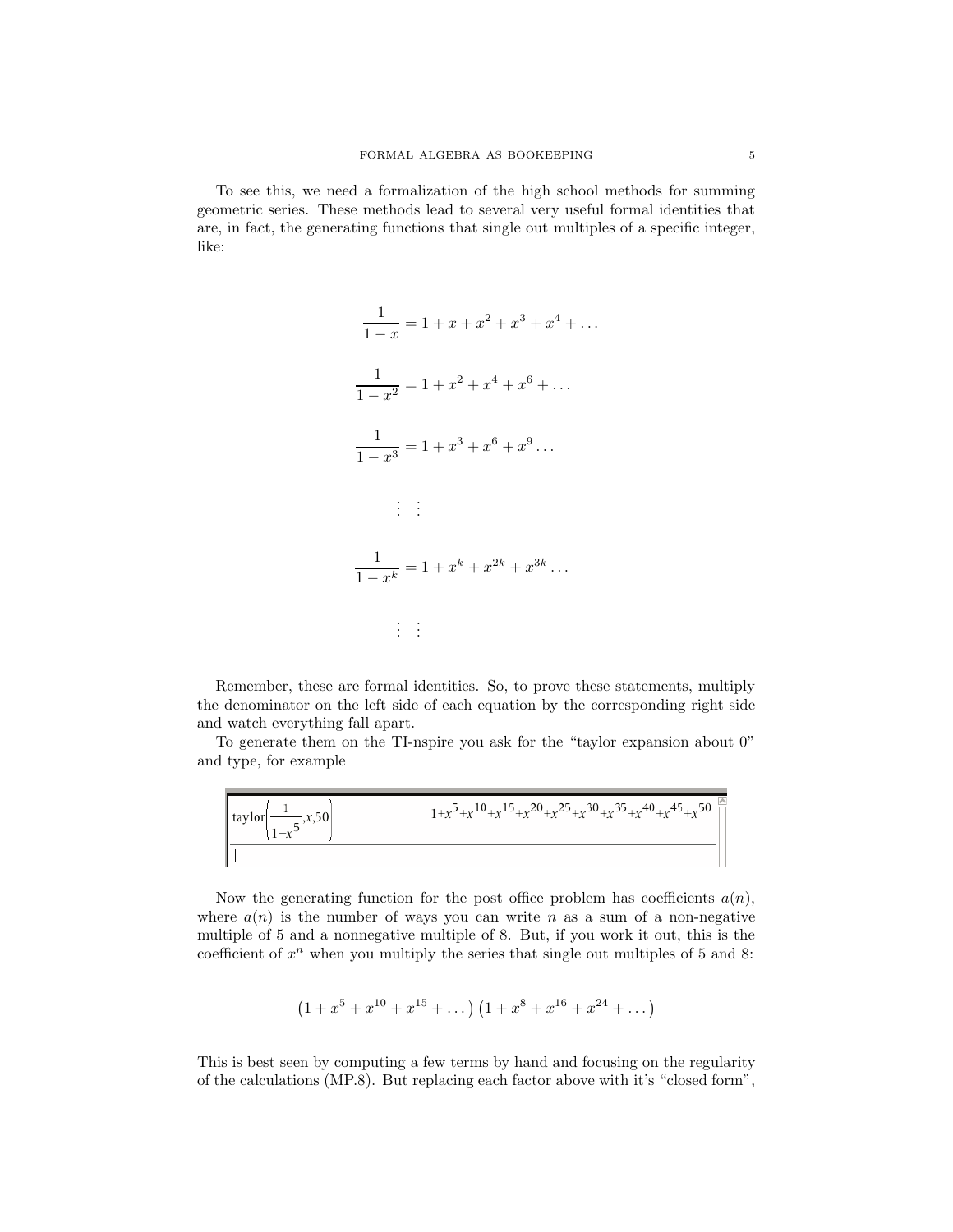To see this, we need a formalization of the high school methods for summing geometric series. These methods lead to several very useful formal identities that are, in fact, the generating functions that single out multiples of a specific integer, like:

$$\frac{1}{1-x} = 1 + x + x^2 + x^3 + x^4 + \dots$$

$$\frac{1}{1-x^2} = 1 + x^2 + x^4 + x^6 + \dots$$

$$\frac{1}{1-x^3} = 1 + x^3 + x^6 + x^9 \dots$$

$$\vdots \quad \vdots$$

$$\frac{1}{1-x^k} = 1 + x^k + x^{2k} + x^{3k} \dots$$

$$\vdots \quad \vdots$$

Remember, these are formal identities. So, to prove these statements, multiply the denominator on the left side of each equation by the corresponding right side and watch everything fall apart.

To generate them on the TI-nspire you ask for the "taylor expansion about 0" and type, for example

```
taylor(1/(1-x^5),x,50)        1+x^5+x^10+x^15+x^20+x^25+x^30+x^35+x^40+x^45+x^50
```

Now the generating function for the post office problem has coefficients $a(n)$, where $a(n)$ is the number of ways you can write $n$ as a sum of a non-negative multiple of 5 and a nonnegative multiple of 8. But, if you work it out, this is the coefficient of $x^n$ when you multiply the series that single out multiples of 5 and 8:

$$\left(1 + x^5 + x^{10} + x^{15} + \dots\right)\left(1 + x^8 + x^{16} + x^{24} + \dots\right)$$

This is best seen by computing a few terms by hand and focusing on the regularity of the calculations (MP.8). But replacing each factor above with it's "closed form",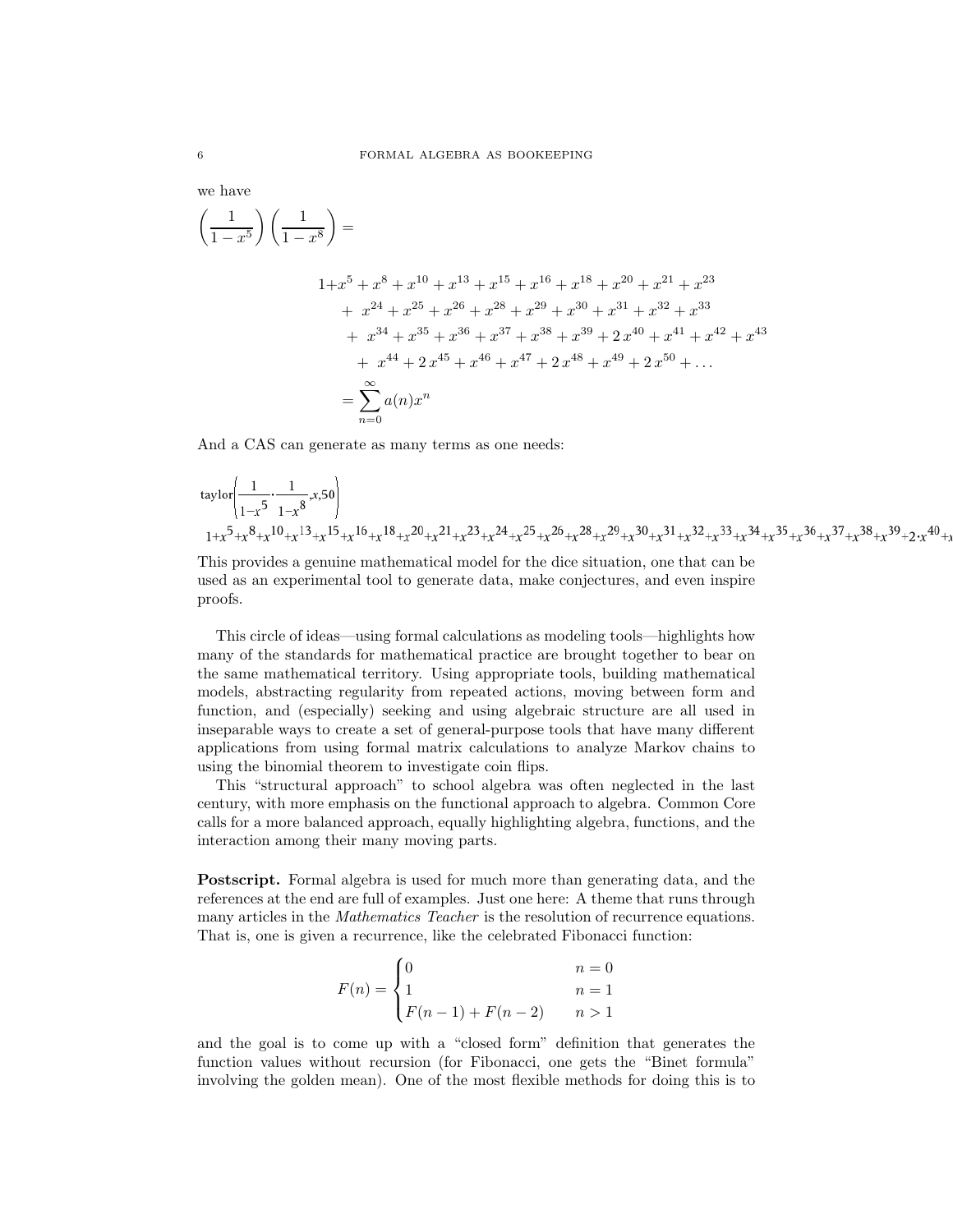we have

$$\left(\frac{1}{1-x^5}\right)\left(\frac{1}{1-x^8}\right) =$$

$$\begin{aligned}
&1+x^5+x^8+x^{10}+x^{13}+x^{15}+x^{16}+x^{18}+x^{20}+x^{21}+x^{23}\\
&\quad +\ x^{24}+x^{25}+x^{26}+x^{28}+x^{29}+x^{30}+x^{31}+x^{32}+x^{33}\\
&\quad +\ x^{34}+x^{35}+x^{36}+x^{37}+x^{38}+x^{39}+2\,x^{40}+x^{41}+x^{42}+x^{43}\\
&\quad +\ x^{44}+2\,x^{45}+x^{46}+x^{47}+2\,x^{48}+x^{49}+2\,x^{50}+\dots\\
&=\sum_{n=0}^{\infty} a(n)x^n
\end{aligned}$$

And a CAS can generate as many terms as one needs:

$$\text{taylor}\left(\frac{1}{1-x^5}\cdot\frac{1}{1-x^8},x,50\right)$$

$$1+x^5+x^8+x^{10}+x^{13}+x^{15}+x^{16}+x^{18}+x^{20}+x^{21}+x^{23}+x^{24}+x^{25}+x^{26}+x^{28}+x^{29}+x^{30}+x^{31}+x^{32}+x^{33}+x^{34}+x^{35}+x^{36}+x^{37}+x^{38}+x^{39}+2\cdot x^{40}+x$$

This provides a genuine mathematical model for the dice situation, one that can be used as an experimental tool to generate data, make conjectures, and even inspire proofs.

This circle of ideas—using formal calculations as modeling tools—highlights how many of the standards for mathematical practice are brought together to bear on the same mathematical territory. Using appropriate tools, building mathematical models, abstracting regularity from repeated actions, moving between form and function, and (especially) seeking and using algebraic structure are all used in inseparable ways to create a set of general-purpose tools that have many different applications from using formal matrix calculations to analyze Markov chains to using the binomial theorem to investigate coin flips.

This "structural approach" to school algebra was often neglected in the last century, with more emphasis on the functional approach to algebra. Common Core calls for a more balanced approach, equally highlighting algebra, functions, and the interaction among their many moving parts.

**Postscript.** Formal algebra is used for much more than generating data, and the references at the end are full of examples. Just one here: A theme that runs through many articles in the *Mathematics Teacher* is the resolution of recurrence equations. That is, one is given a recurrence, like the celebrated Fibonacci function:

$$F(n) = \begin{cases} 0 & n = 0 \\ 1 & n = 1 \\ F(n-1) + F(n-2) & n > 1 \end{cases}$$

and the goal is to come up with a "closed form" definition that generates the function values without recursion (for Fibonacci, one gets the "Binet formula" involving the golden mean). One of the most flexible methods for doing this is to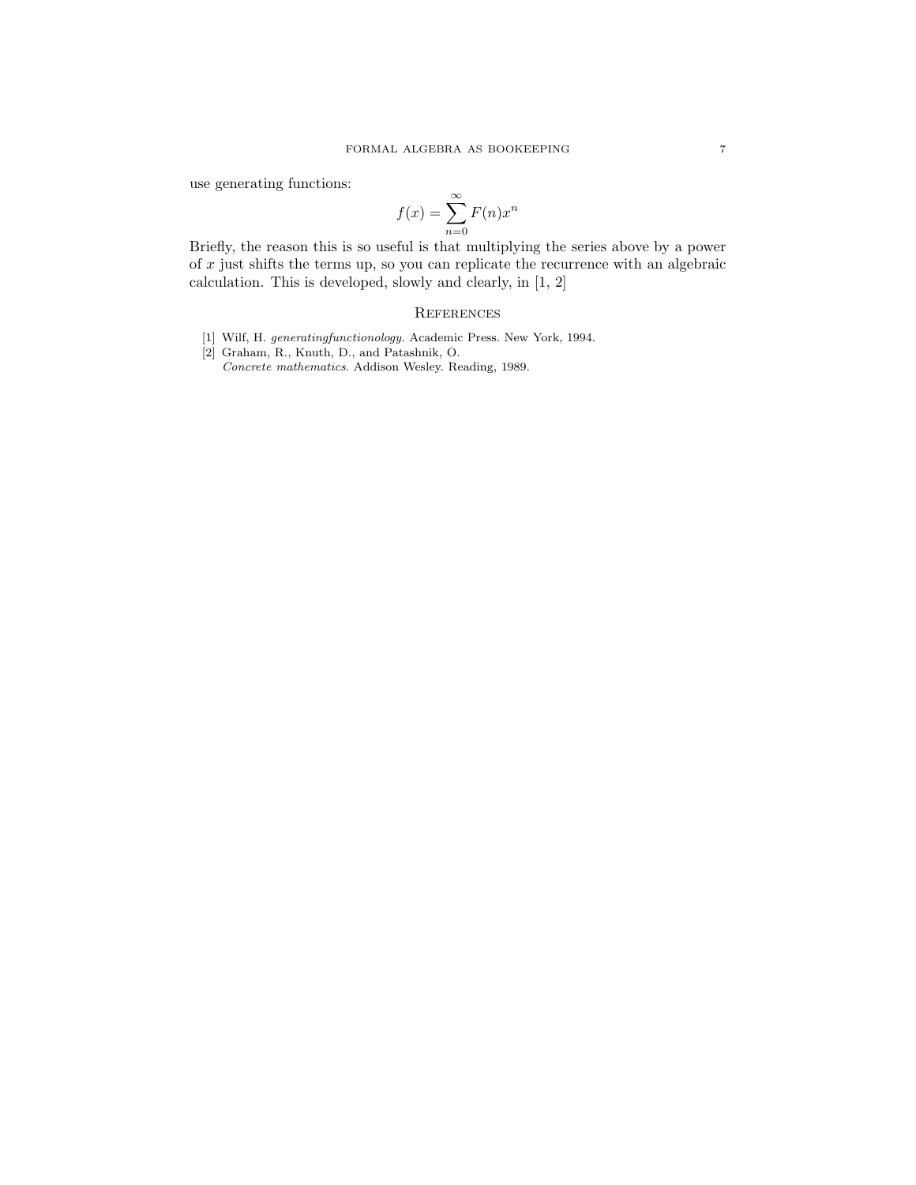use generating functions:

$$f(x) = \sum_{n=0}^{\infty} F(n)x^n$$

Briefly, the reason this is so useful is that multiplying the series above by a power of $x$ just shifts the terms up, so you can replicate the recurrence with an algebraic calculation. This is developed, slowly and clearly, in [1, 2]

## References

[1] Wilf, H. *generatingfunctionology*. Academic Press. New York, 1994.

[2] Graham, R., Knuth, D., and Patashnik, O. *Concrete mathematics*. Addison Wesley. Reading, 1989.